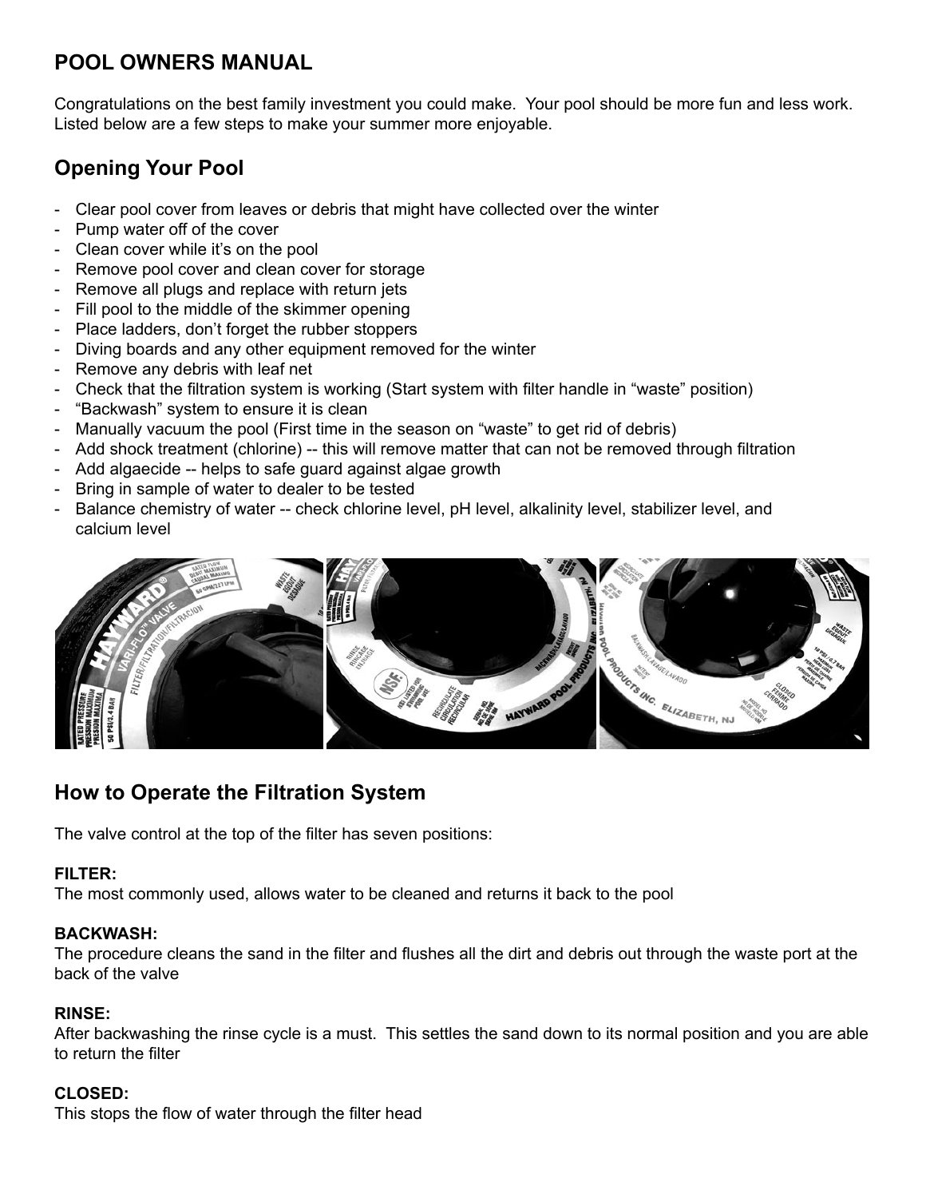## POOL OWNERS MANUAL

Congratulations on the best family investment you could make. Your pool should be more fun and less work. Listed below are a few steps to make your summer more enjoyable.

## Opening Your Pool

- Clear pool cover from leaves or debris that might have collected over the winter
- Pump water off of the cover
- Clean cover while it's on the pool
- Remove pool cover and clean cover for storage
- Remove all plugs and replace with return jets
- Fill pool to the middle of the skimmer opening
- Place ladders, don't forget the rubber stoppers
- Diving boards and any other equipment removed for the winter
- Remove any debris with leaf net
- Check that the filtration system is working (Start system with filter handle in "waste" position)
- "Backwash" system to ensure it is clean
- Manually vacuum the pool (First time in the season on "waste" to get rid of debris)
- Add shock treatment (chlorine) -- this will remove matter that can not be removed through filtration
- Add algaecide -- helps to safe guard against algae growth
- Bring in sample of water to dealer to be tested
- Balance chemistry of water -- check chlorine level, pH level, alkalinity level, stabilizer level, and calcium level

## How to Operate the Filtration System

The valve control at the top of the filter has seven positions:

**FILTER:**
The most commonly used, allows water to be cleaned and returns it back to the pool

**BACKWASH:**
The procedure cleans the sand in the filter and flushes all the dirt and debris out through the waste port at the back of the valve

**RINSE:**
After backwashing the rinse cycle is a must. This settles the sand down to its normal position and you are able to return the filter

**CLOSED:**
This stops the flow of water through the filter head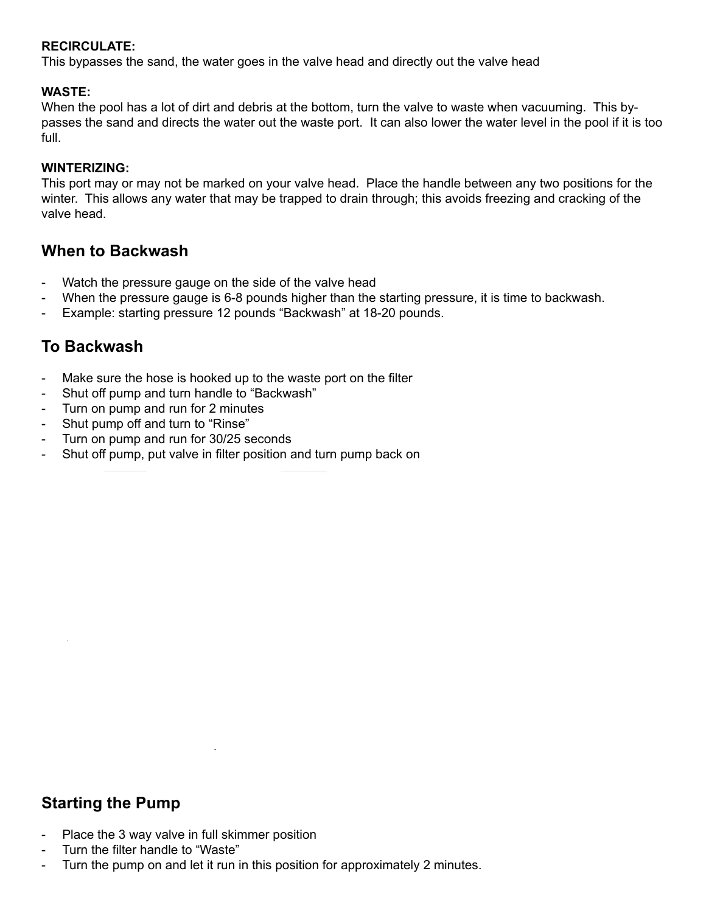**RECIRCULATE:**
This bypasses the sand, the water goes in the valve head and directly out the valve head

**WASTE:**
When the pool has a lot of dirt and debris at the bottom, turn the valve to waste when vacuuming. This by-passes the sand and directs the water out the waste port. It can also lower the water level in the pool if it is too full.

**WINTERIZING:**
This port may or may not be marked on your valve head. Place the handle between any two positions for the winter. This allows any water that may be trapped to drain through; this avoids freezing and cracking of the valve head.

## When to Backwash

- Watch the pressure gauge on the side of the valve head
- When the pressure gauge is 6-8 pounds higher than the starting pressure, it is time to backwash.
- Example: starting pressure 12 pounds "Backwash" at 18-20 pounds.

## To Backwash

- Make sure the hose is hooked up to the waste port on the filter
- Shut off pump and turn handle to "Backwash"
- Turn on pump and run for 2 minutes
- Shut pump off and turn to "Rinse"
- Turn on pump and run for 30/25 seconds
- Shut off pump, put valve in filter position and turn pump back on

## Starting the Pump

- Place the 3 way valve in full skimmer position
- Turn the filter handle to "Waste"
- Turn the pump on and let it run in this position for approximately 2 minutes.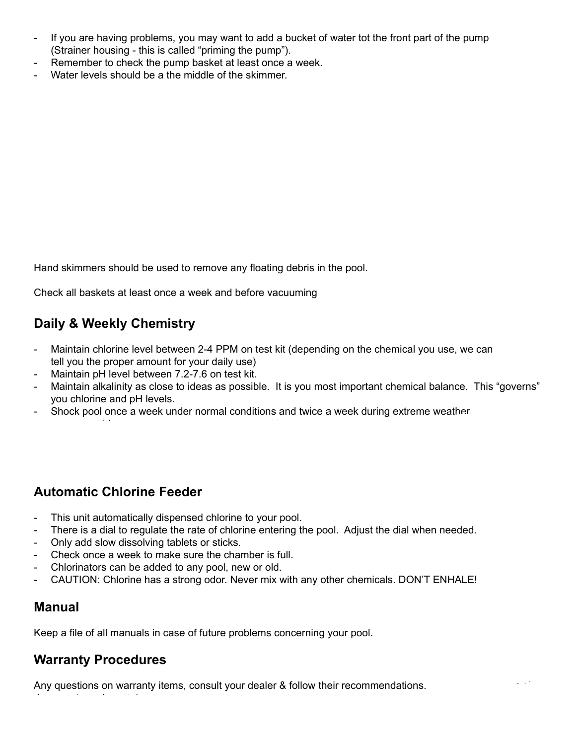- If you are having problems, you may want to add a bucket of water tot the front part of the pump (Strainer housing - this is called "priming the pump").
- Remember to check the pump basket at least once a week.
- Water levels should be a the middle of the skimmer.

Hand skimmers should be used to remove any floating debris in the pool.

Check all baskets at least once a week and before vacuuming

## Daily & Weekly Chemistry

- Maintain chlorine level between 2-4 PPM on test kit (depending on the chemical you use, we can tell you the proper amount for your daily use)
- Maintain pH level between 7.2-7.6 on test kit.
- Maintain alkalinity as close to ideas as possible. It is you most important chemical balance. This "governs" you chlorine and pH levels.
- Shock pool once a week under normal conditions and twice a week during extreme weather.

## Automatic Chlorine Feeder

- This unit automatically dispensed chlorine to your pool.
- There is a dial to regulate the rate of chlorine entering the pool. Adjust the dial when needed.
- Only add slow dissolving tablets or sticks.
- Check once a week to make sure the chamber is full.
- Chlorinators can be added to any pool, new or old.
- CAUTION: Chlorine has a strong odor. Never mix with any other chemicals. DON'T ENHALE!

## Manual

Keep a file of all manuals in case of future problems concerning your pool.

## Warranty Procedures

Any questions on warranty items, consult your dealer & follow their recommendations.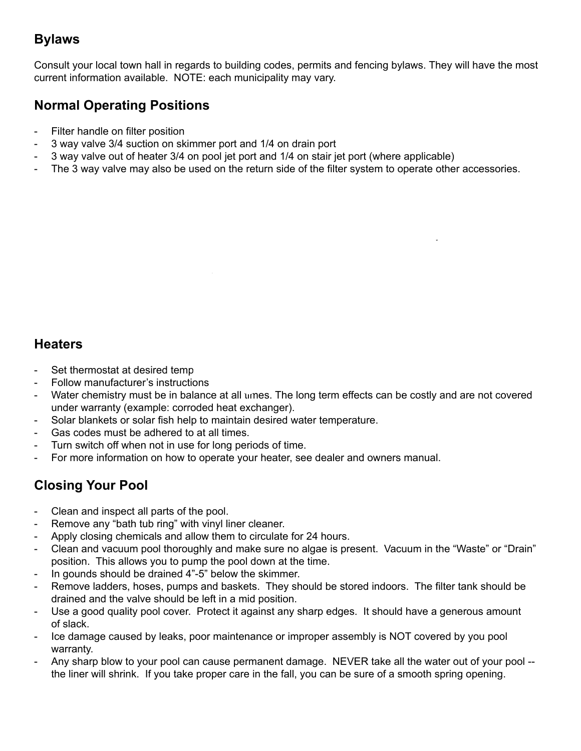## Bylaws

Consult your local town hall in regards to building codes, permits and fencing bylaws. They will have the most current information available. NOTE: each municipality may vary.

## Normal Operating Positions

- Filter handle on filter position
- 3 way valve 3/4 suction on skimmer port and 1/4 on drain port
- 3 way valve out of heater 3/4 on pool jet port and 1/4 on stair jet port (where applicable)
- The 3 way valve may also be used on the return side of the filter system to operate other accessories.

## Heaters

- Set thermostat at desired temp
- Follow manufacturer's instructions
- Water chemistry must be in balance at all times. The long term effects can be costly and are not covered under warranty (example: corroded heat exchanger).
- Solar blankets or solar fish help to maintain desired water temperature.
- Gas codes must be adhered to at all times.
- Turn switch off when not in use for long periods of time.
- For more information on how to operate your heater, see dealer and owners manual.

## Closing Your Pool

- Clean and inspect all parts of the pool.
- Remove any "bath tub ring" with vinyl liner cleaner.
- Apply closing chemicals and allow them to circulate for 24 hours.
- Clean and vacuum pool thoroughly and make sure no algae is present. Vacuum in the "Waste" or "Drain" position. This allows you to pump the pool down at the time.
- In gounds should be drained 4"-5" below the skimmer.
- Remove ladders, hoses, pumps and baskets. They should be stored indoors. The filter tank should be drained and the valve should be left in a mid position.
- Use a good quality pool cover. Protect it against any sharp edges. It should have a generous amount of slack.
- Ice damage caused by leaks, poor maintenance or improper assembly is NOT covered by you pool warranty.
- Any sharp blow to your pool can cause permanent damage. NEVER take all the water out of your pool -- the liner will shrink. If you take proper care in the fall, you can be sure of a smooth spring opening.